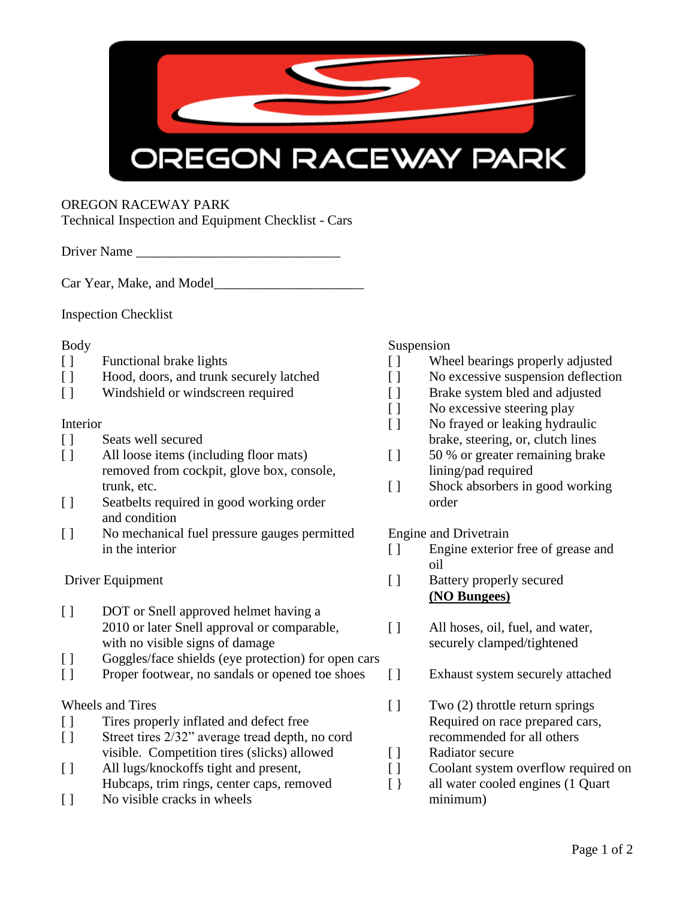# OREGON RACEWAY PARK

OREGON RACEWAY PARK
Technical Inspection and Equipment Checklist - Cars

Driver Name ______________________________

Car Year, Make, and Model_____________________

Inspection Checklist

## Body

- [ ] Functional brake lights
- [ ] Hood, doors, and trunk securely latched
- [ ] Windshield or windscreen required

## Interior

- [ ] Seats well secured
- [ ] All loose items (including floor mats) removed from cockpit, glove box, console, trunk, etc.
- [ ] Seatbelts required in good working order and condition
- [ ] No mechanical fuel pressure gauges permitted in the interior

## Driver Equipment

- [ ] DOT or Snell approved helmet having a 2010 or later Snell approval or comparable, with no visible signs of damage
- [ ] Goggles/face shields (eye protection) for open cars
- [ ] Proper footwear, no sandals or opened toe shoes

## Wheels and Tires

- [ ] Tires properly inflated and defect free
- [ ] Street tires 2/32" average tread depth, no cord visible. Competition tires (slicks) allowed
- [ ] All lugs/knockoffs tight and present, Hubcaps, trim rings, center caps, removed
- [ ] No visible cracks in wheels

## Suspension

- [ ] Wheel bearings properly adjusted
- [ ] No excessive suspension deflection
- [ ] Brake system bled and adjusted
- [ ] No excessive steering play
- [ ] No frayed or leaking hydraulic brake, steering, or, clutch lines
- [ ] 50 % or greater remaining brake lining/pad required
- [ ] Shock absorbers in good working order

## Engine and Drivetrain

- [ ] Engine exterior free of grease and oil
- [ ] Battery properly secured **<u>(NO Bungees)</u>**
- [ ] All hoses, oil, fuel, and water, securely clamped/tightened
- [ ] Exhaust system securely attached
- [ ] Two (2) throttle return springs Required on race prepared cars, recommended for all others
- [ ] Radiator secure
- [ ] Coolant system overflow required on
- [ } all water cooled engines (1 Quart minimum)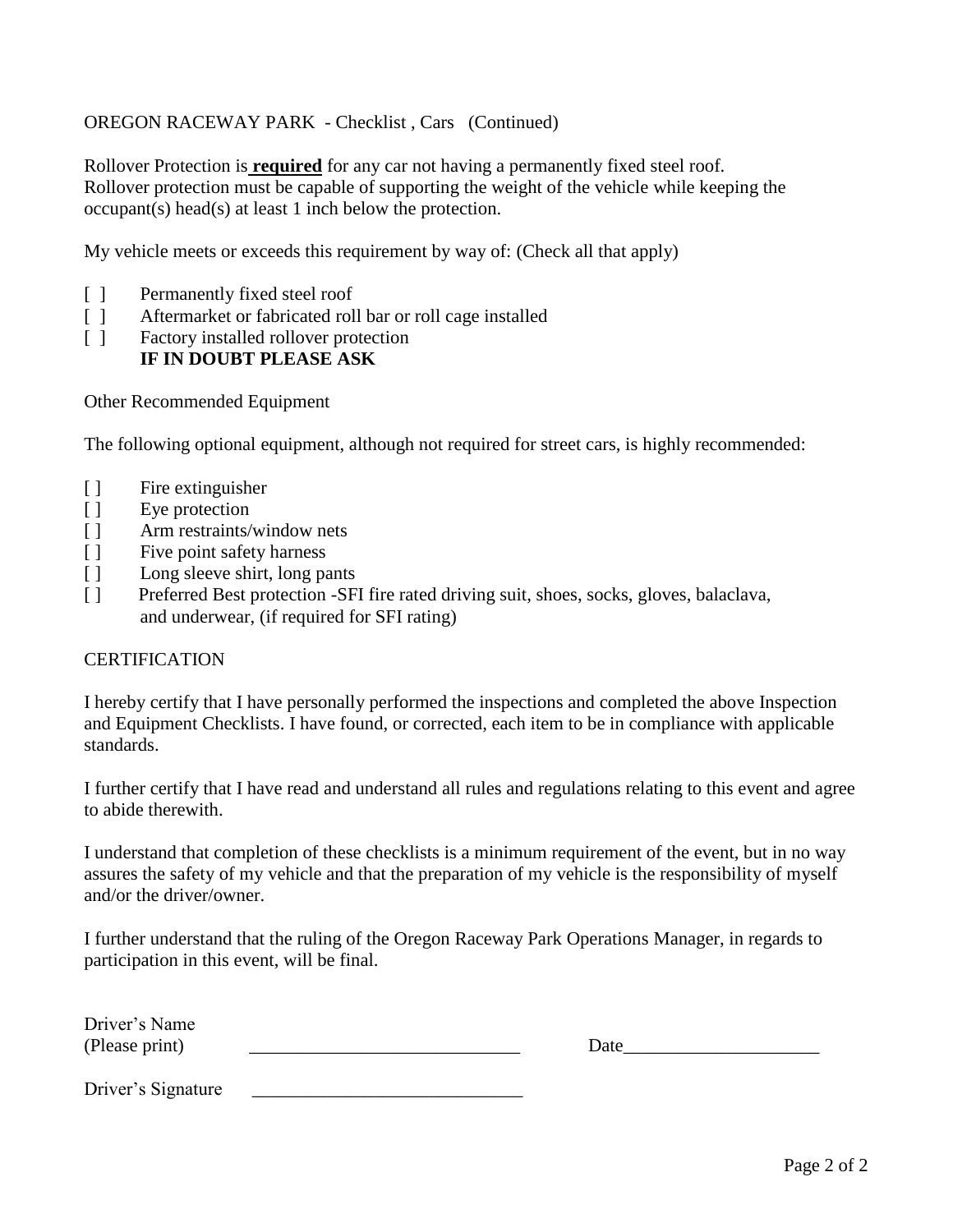OREGON RACEWAY PARK - Checklist , Cars (Continued)

Rollover Protection is **required** for any car not having a permanently fixed steel roof. Rollover protection must be capable of supporting the weight of the vehicle while keeping the occupant(s) head(s) at least 1 inch below the protection.

My vehicle meets or exceeds this requirement by way of: (Check all that apply)

[ ] Permanently fixed steel roof
[ ] Aftermarket or fabricated roll bar or roll cage installed
[ ] Factory installed rollover protection
**IF IN DOUBT PLEASE ASK**

Other Recommended Equipment

The following optional equipment, although not required for street cars, is highly recommended:

[ ] Fire extinguisher
[ ] Eye protection
[ ] Arm restraints/window nets
[ ] Five point safety harness
[ ] Long sleeve shirt, long pants
[ ] Preferred Best protection -SFI fire rated driving suit, shoes, socks, gloves, balaclava, and underwear, (if required for SFI rating)

CERTIFICATION

I hereby certify that I have personally performed the inspections and completed the above Inspection and Equipment Checklists. I have found, or corrected, each item to be in compliance with applicable standards.

I further certify that I have read and understand all rules and regulations relating to this event and agree to abide therewith.

I understand that completion of these checklists is a minimum requirement of the event, but in no way assures the safety of my vehicle and that the preparation of my vehicle is the responsibility of myself and/or the driver/owner.

I further understand that the ruling of the Oregon Raceway Park Operations Manager, in regards to participation in this event, will be final.

Driver's Name
(Please print) _____________________________ Date_____________________

Driver's Signature _____________________________